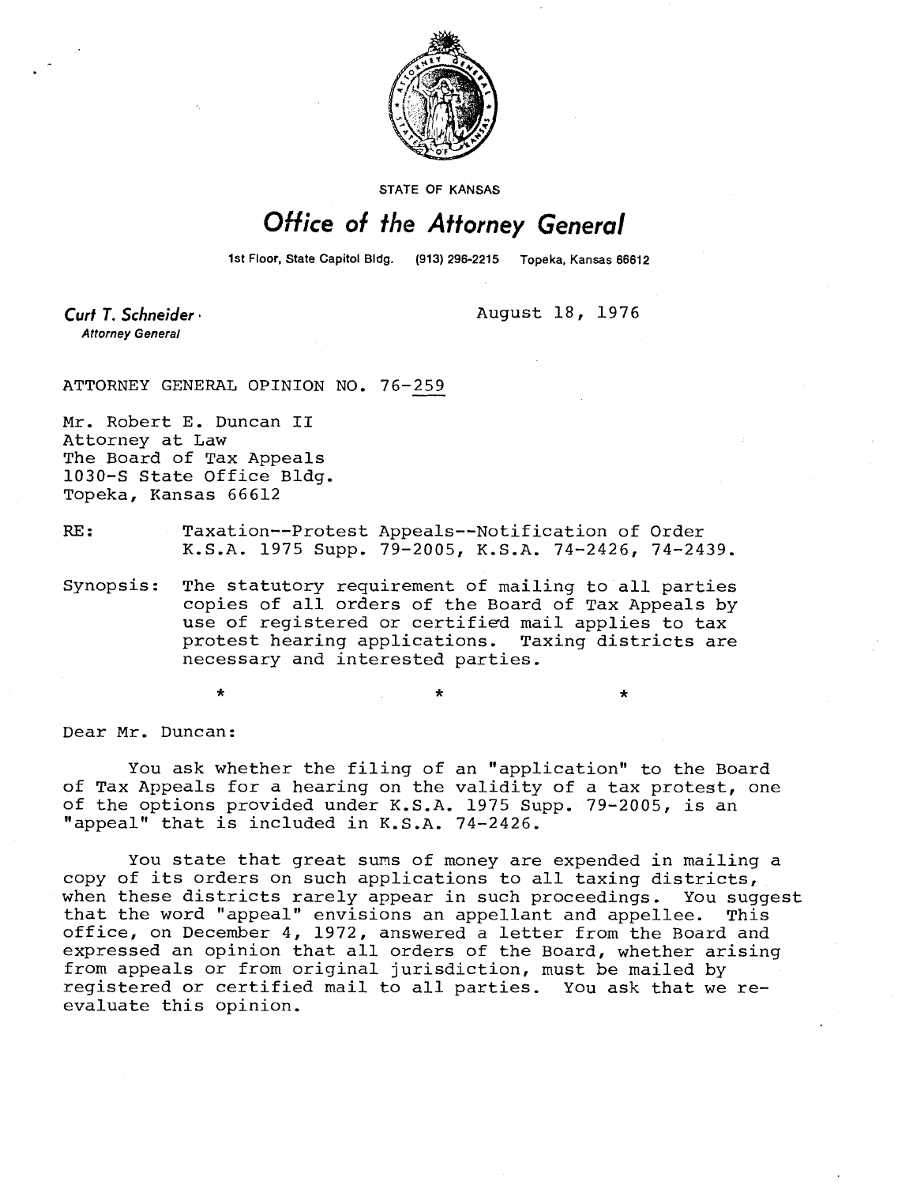STATE OF KANSAS

# Office of the Attorney General

1st Floor, State Capitol Bldg. (913) 296-2215 Topeka, Kansas 66612

**Curt T. Schneider**
*Attorney General*

August 18, 1976

ATTORNEY GENERAL OPINION NO. 76-259

Mr. Robert E. Duncan II
Attorney at Law
The Board of Tax Appeals
1030-S State Office Bldg.
Topeka, Kansas 66612

RE: Taxation--Protest Appeals--Notification of Order
K.S.A. 1975 Supp. 79-2005, K.S.A. 74-2426, 74-2439.

Synopsis: The statutory requirement of mailing to all parties copies of all orders of the Board of Tax Appeals by use of registered or certified mail applies to tax protest hearing applications. Taxing districts are necessary and interested parties.

\* \* \*

Dear Mr. Duncan:

You ask whether the filing of an "application" to the Board of Tax Appeals for a hearing on the validity of a tax protest, one of the options provided under K.S.A. 1975 Supp. 79-2005, is an "appeal" that is included in K.S.A. 74-2426.

You state that great sums of money are expended in mailing a copy of its orders on such applications to all taxing districts, when these districts rarely appear in such proceedings. You suggest that the word "appeal" envisions an appellant and appellee. This office, on December 4, 1972, answered a letter from the Board and expressed an opinion that all orders of the Board, whether arising from appeals or from original jurisdiction, must be mailed by registered or certified mail to all parties. You ask that we re-evaluate this opinion.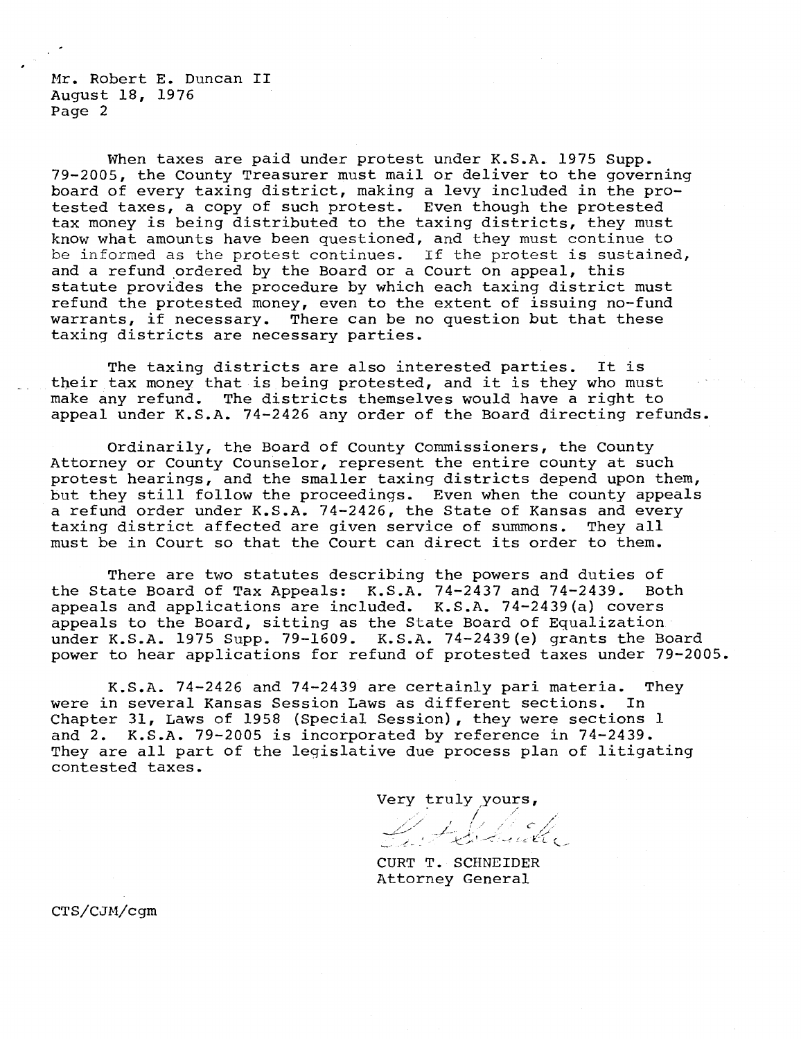Mr. Robert E. Duncan II
August 18, 1976
Page 2

When taxes are paid under protest under K.S.A. 1975 Supp. 79-2005, the County Treasurer must mail or deliver to the governing board of every taxing district, making a levy included in the protested taxes, a copy of such protest. Even though the protested tax money is being distributed to the taxing districts, they must know what amounts have been questioned, and they must continue to be informed as the protest continues. If the protest is sustained, and a refund ordered by the Board or a Court on appeal, this statute provides the procedure by which each taxing district must refund the protested money, even to the extent of issuing no-fund warrants, if necessary. There can be no question but that these taxing districts are necessary parties.

The taxing districts are also interested parties. It is their tax money that is being protested, and it is they who must make any refund. The districts themselves would have a right to appeal under K.S.A. 74-2426 any order of the Board directing refunds.

Ordinarily, the Board of County Commissioners, the County Attorney or County Counselor, represent the entire county at such protest hearings, and the smaller taxing districts depend upon them, but they still follow the proceedings. Even when the county appeals a refund order under K.S.A. 74-2426, the State of Kansas and every taxing district affected are given service of summons. They all must be in Court so that the Court can direct its order to them.

There are two statutes describing the powers and duties of the State Board of Tax Appeals: K.S.A. 74-2437 and 74-2439. Both appeals and applications are included. K.S.A. 74-2439(a) covers appeals to the Board, sitting as the State Board of Equalization under K.S.A. 1975 Supp. 79-1609. K.S.A. 74-2439(e) grants the Board power to hear applications for refund of protested taxes under 79-2005.

K.S.A. 74-2426 and 74-2439 are certainly pari materia. They were in several Kansas Session Laws as different sections. In Chapter 31, Laws of 1958 (Special Session), they were sections 1 and 2. K.S.A. 79-2005 is incorporated by reference in 74-2439. They are all part of the legislative due process plan of litigating contested taxes.

Very truly yours,

CURT T. SCHNEIDER
Attorney General

CTS/CJM/cgm